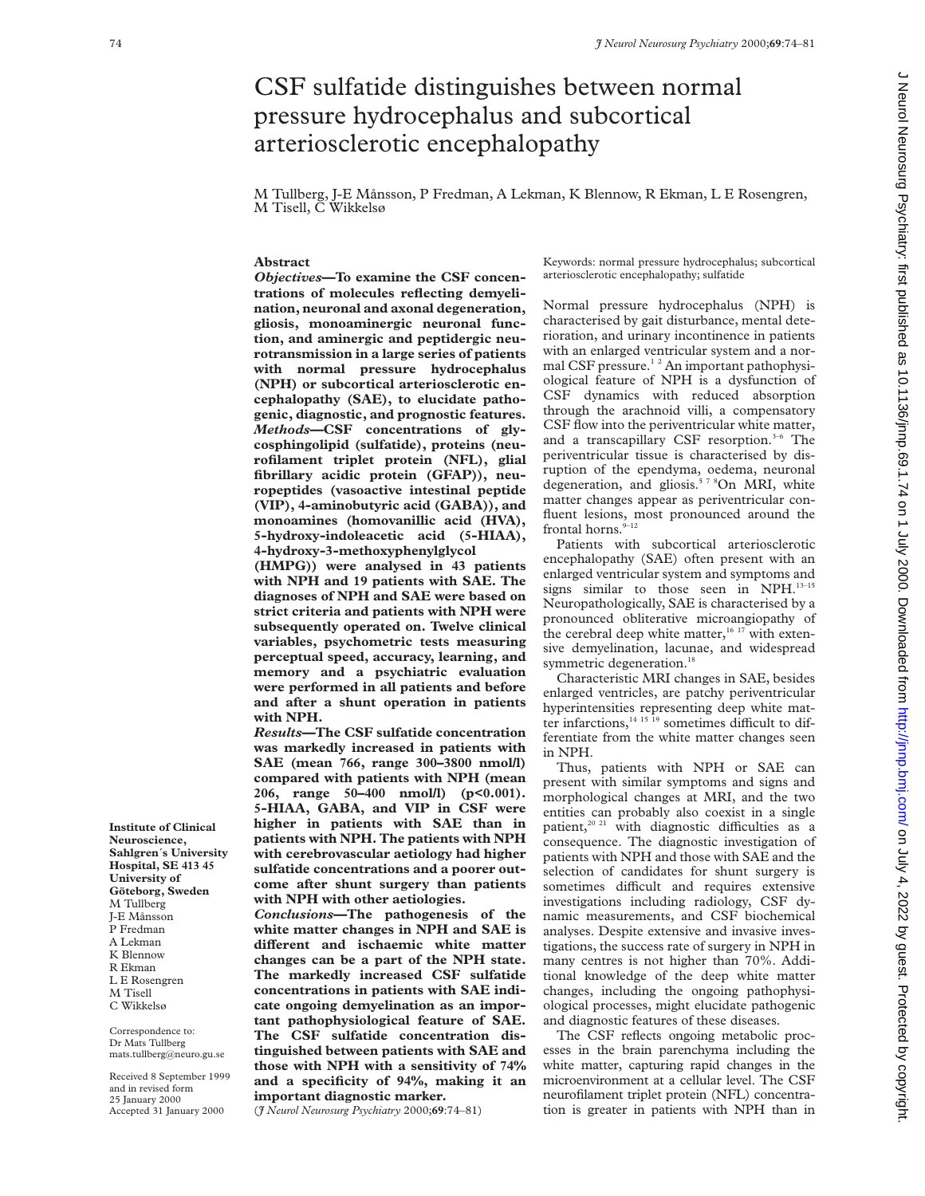# CSF sulfatide distinguishes between normal pressure hydrocephalus and subcortical arteriosclerotic encephalopathy

M Tullberg, J-E Månsson, P Fredman, A Lekman, K Blennow, R Ekman, L E Rosengren, M Tisell, C Wikkelsø

## Abstract

***Objectives*—To examine the CSF concentrations of molecules reflecting demyelination, neuronal and axonal degeneration, gliosis, monoaminergic neuronal function, and aminergic and peptidergic neurotransmission in a large series of patients with normal pressure hydrocephalus (NPH) or subcortical arteriosclerotic encephalopathy (SAE), to elucidate pathogenic, diagnostic, and prognostic features.**

***Methods*—CSF concentrations of glycosphingolipid (sulfatide), proteins (neurofilament triplet protein (NFL), glial fibrillary acidic protein (GFAP)), neuropeptides (vasoactive intestinal peptide (VIP), 4-aminobutyric acid (GABA)), and monoamines (homovanillic acid (HVA), 5-hydroxy-indoleacetic acid (5-HIAA), 4-hydroxy-3-methoxyphenylglycol (HMPG)) were analysed in 43 patients with NPH and 19 patients with SAE. The diagnoses of NPH and SAE were based on strict criteria and patients with NPH were subsequently operated on. Twelve clinical variables, psychometric tests measuring perceptual speed, accuracy, learning, and memory and a psychiatric evaluation were performed in all patients and before and after a shunt operation in patients with NPH.**

***Results*—The CSF sulfatide concentration was markedly increased in patients with SAE (mean 766, range 300–3800 nmol/l) compared with patients with NPH (mean 206, range 50–400 nmol/l) ($p<0.001$). 5-HIAA, GABA, and VIP in CSF were higher in patients with SAE than in patients with NPH. The patients with NPH with cerebrovascular aetiology had higher sulfatide concentrations and a poorer outcome after shunt surgery than patients with NPH with other aetiologies.**

***Conclusions*—The pathogenesis of the white matter changes in NPH and SAE is different and ischaemic white matter changes can be a part of the NPH state. The markedly increased CSF sulfatide concentrations in patients with SAE indicate ongoing demyelination as an important pathophysiological feature of SAE. The CSF sulfatide concentration distinguished between patients with SAE and those with NPH with a sensitivity of 74% and a specificity of 94%, making it an important diagnostic marker.**

(*J Neurol Neurosurg Psychiatry* 2000;**69**:74–81)

Keywords: normal pressure hydrocephalus; subcortical arteriosclerotic encephalopathy; sulfatide

**Institute of Clinical Neuroscience, Sahlgren´s University Hospital, SE 413 45 University of Göteborg, Sweden**
M Tullberg
J-E Månsson
P Fredman
A Lekman
K Blennow
R Ekman
L E Rosengren
M Tisell
C Wikkelsø

Correspondence to: Dr Mats Tullberg mats.tullberg@neuro.gu.se

Received 8 September 1999 and in revised form 25 January 2000
Accepted 31 January 2000

Normal pressure hydrocephalus (NPH) is characterised by gait disturbance, mental deterioration, and urinary incontinence in patients with an enlarged ventricular system and a normal CSF pressure.[1 2] An important pathophysiological feature of NPH is a dysfunction of CSF dynamics with reduced absorption through the arachnoid villi, a compensatory CSF flow into the periventricular white matter, and a transcapillary CSF resorption.[3–6] The periventricular tissue is characterised by disruption of the ependyma, oedema, neuronal degeneration, and gliosis.[5 7 8] On MRI, white matter changes appear as periventricular confluent lesions, most pronounced around the frontal horns.[9–12]

Patients with subcortical arteriosclerotic encephalopathy (SAE) often present with an enlarged ventricular system and symptoms and signs similar to those seen in NPH.[13–15] Neuropathologically, SAE is characterised by a pronounced obliterative microangiopathy of the cerebral deep white matter,[16 17] with extensive demyelination, lacunae, and widespread symmetric degeneration.[18]

Characteristic MRI changes in SAE, besides enlarged ventricles, are patchy periventricular hyperintensities representing deep white matter infarctions,[14 15 19] sometimes difficult to differentiate from the white matter changes seen in NPH.

Thus, patients with NPH or SAE can present with similar symptoms and signs and morphological changes at MRI, and the two entities can probably also coexist in a single patient,[20 21] with diagnostic difficulties as a consequence. The diagnostic investigation of patients with NPH and those with SAE and the selection of candidates for shunt surgery is sometimes difficult and requires extensive investigations including radiology, CSF dynamic measurements, and CSF biochemical analyses. Despite extensive and invasive investigations, the success rate of surgery in NPH in many centres is not higher than 70%. Additional knowledge of the deep white matter changes, including the ongoing pathophysiological processes, might elucidate pathogenic and diagnostic features of these diseases.

The CSF reflects ongoing metabolic processes in the brain parenchyma including the white matter, capturing rapid changes in the microenvironment at a cellular level. The CSF neurofilament triplet protein (NFL) concentration is greater in patients with NPH than in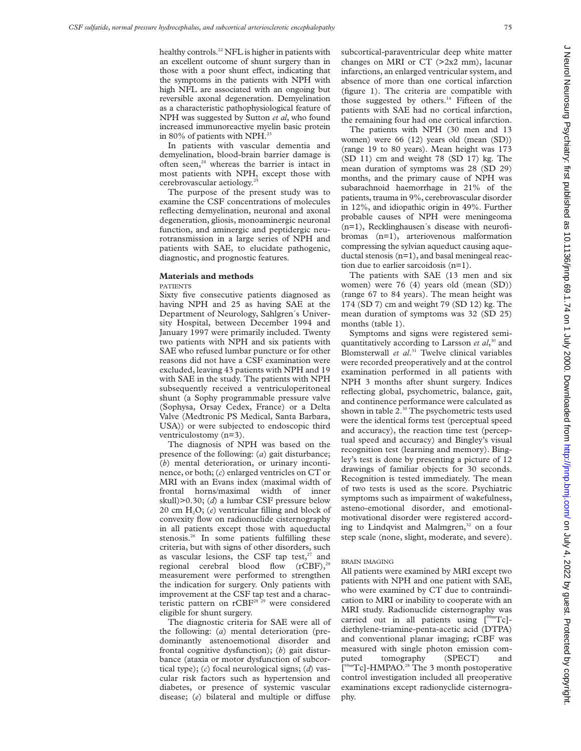healthy controls.[22] NFL is higher in patients with an excellent outcome of shunt surgery than in those with a poor shunt effect, indicating that the symptoms in the patients with NPH with high NFL are associated with an ongoing but reversible axonal degeneration. Demyelination as a characteristic pathophysiological feature of NPH was suggested by Sutton *et al*, who found increased immunoreactive myelin basic protein in 80% of patients with NPH.[23]

In patients with vascular dementia and demyelination, blood-brain barrier damage is often seen,[24] whereas the barrier is intact in most patients with NPH, except those with cerebrovascular aetiology.[25]

The purpose of the present study was to examine the CSF concentrations of molecules reflecting demyelination, neuronal and axonal degeneration, gliosis, monoaminergic neuronal function, and aminergic and peptidergic neurotransmission in a large series of NPH and patients with SAE, to elucidate pathogenic, diagnostic, and prognostic features.

## Materials and methods

### PATIENTS

Sixty five consecutive patients diagnosed as having NPH and 25 as having SAE at the Department of Neurology, Sahlgren´s University Hospital, between December 1994 and January 1997 were primarily included. Twenty two patients with NPH and six patients with SAE who refused lumbar puncture or for other reasons did not have a CSF examination were excluded, leaving 43 patients with NPH and 19 with SAE in the study. The patients with NPH subsequently received a ventriculoperitoneal shunt (a Sophy programmable pressure valve (Sophysa, Orsay Cedex, France) or a Delta Valve (Medtronic PS Medical, Santa Barbara, USA)) or were subjected to endoscopic third ventriculostomy (n=3).

The diagnosis of NPH was based on the presence of the following: (*a*) gait disturbance; (*b*) mental deterioration, or urinary incontinence, or both; (*c*) enlarged ventricles on CT or MRI with an Evans index (maximal width of frontal horns/maximal width of inner skull)>0.30; (*d*) a lumbar CSF pressure below 20 cm $H_2O$; (*e*) ventricular filling and block of convexity flow on radionuclide cisternography in all patients except those with aqueductal stenosis.[26] In some patients fulfilling these criteria, but with signs of other disorders, such as vascular lesions, the CSF tap test,[27] and regional cerebral blood flow (rCBF),[28] measurement were performed to strengthen the indication for surgery. Only patients with improvement at the CSF tap test and a characteristic pattern on rCBF[28,29] were considered eligible for shunt surgery.

The diagnostic criteria for SAE were all of the following: (*a*) mental deterioration (predominantly astenoemotional disorder and frontal cognitive dysfunction); (*b*) gait disturbance (ataxia or motor dysfunction of subcortical type); (*c*) focal neurological signs; (*d*) vascular risk factors such as hypertension and diabetes, or presence of systemic vascular disease; (*e*) bilateral and multiple or diffuse subcortical-paraventricular deep white matter changes on MRI or CT (>2x2 mm), lacunar infarctions, an enlarged ventricular system, and absence of more than one cortical infarction (figure 1). The criteria are compatible with those suggested by others.[14] Fifteen of the patients with SAE had no cortical infarction, the remaining four had one cortical infarction.

The patients with NPH (30 men and 13 women) were 66 (12) years old (mean (SD)) (range 19 to 80 years). Mean height was 173 (SD 11) cm and weight 78 (SD 17) kg. The mean duration of symptoms was 28 (SD 29) months, and the primary cause of NPH was subarachnoid haemorrhage in 21% of the patients, trauma in 9%, cerebrovascular disorder in 12%, and idiopathic origin in 49%. Further probable causes of NPH were meningeoma (n=1), Recklinghausen´s disease with neurofibromas (n=1), arteriovenous malformation compressing the sylvian aqueduct causing aqueductal stenosis (n=1), and basal meningeal reaction due to earlier sarcoidosis (n=1).

The patients with SAE (13 men and six women) were 76 (4) years old (mean (SD)) (range 67 to 84 years). The mean height was 174 (SD 7) cm and weight 79 (SD 12) kg. The mean duration of symptoms was 32 (SD 25) months (table 1).

Symptoms and signs were registered semiquantitatively according to Larsson *et al*,[30] and Blomsterwall *et al*.[31] Twelve clinical variables were recorded preoperatively and at the control examination performed in all patients with NPH 3 months after shunt surgery. Indices reflecting global, psychometric, balance, gait, and continence performance were calculated as shown in table 2.[30] The psychometric tests used were the identical forms test (perceptual speed and accuracy), the reaction time test (perceptual speed and accuracy) and Bingley's visual recognition test (learning and memory). Bingley's test is done by presenting a picture of 12 drawings of familiar objects for 30 seconds. Recognition is tested immediately. The mean of two tests is used as the score. Psychiatric symptoms such as impairment of wakefulness, asteno-emotional disorder, and emotional-motivational disorder were registered according to Lindqvist and Malmgren,[32] on a four step scale (none, slight, moderate, and severe).

### BRAIN IMAGING

All patients were examined by MRI except two patients with NPH and one patient with SAE, who were examined by CT due to contraindication to MRI or inability to cooperate with an MRI study. Radionuclide cisternography was carried out in all patients using [$^{99m}$Tc]-diethylene-triamine-penta-acetic acid (DTPA) and conventional planar imaging; rCBF was measured with single photon emission computed tomography (SPECT) and [$^{99m}$Tc]-HMPAO.[28] The 3 month postoperative control investigation included all preoperative examinations except radionyclide cisternography.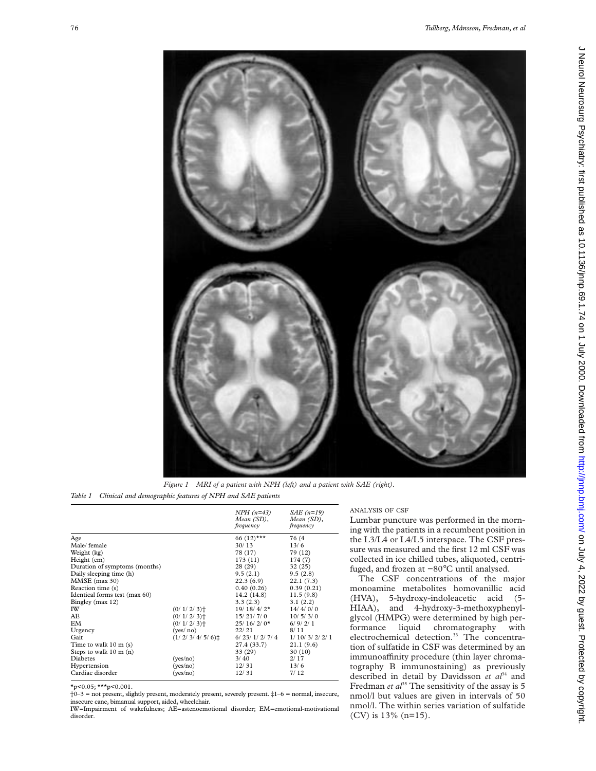Figure 1 MRI of a patient with NPH (left) and a patient with SAE (right).

Table 1 Clinical and demographic features of NPH and SAE patients

| | | NPH (n=43) Mean (SD), frequency | SAE (n=19) Mean (SD), frequency |
|---|---|---|---|
| Age | | 66 (12)*** | 76 (4 |
| Male/ female | | 30/ 13 | 13/ 6 |
| Weight (kg) | | 78 (17) | 79 (12) |
| Height (cm) | | 173 (11) | 174 (7) |
| Duration of symptoms (months) | | 28 (29) | 32 (25) |
| Daily sleeping time (h) | | 9.5 (2.1) | 9.5 (2.8) |
| MMSE (max 30) | | 22.3 (6.9) | 22.1 (7.3) |
| Reaction time (s) | | 0.40 (0.26) | 0.39 (0.21) |
| Identical forms test (max 60) | | 14.2 (14.8) | 11.5 (9.8) |
| Bingley (max 12) | | 3.3 (2.3) | 3.1 (2.2) |
| IW | (0/ 1/ 2/ 3)† | 19/ 18/ 4/ 2* | 14/ 4/ 0/ 0 |
| AE | (0/ 1/ 2/ 3)† | 15/ 21/ 7/ 0 | 10/ 5/ 3/ 0 |
| EM | (0/ 1/ 2/ 3)† | 25/ 16/ 2/ 0* | 6/ 9/ 2/ 1 |
| Urgency | (yes/ no) | 22/ 21 | 8/ 11 |
| Gait | (1/ 2/ 3/ 4/ 5/ 6)‡ | 6/ 23/ 1/ 2/ 7/ 4 | 1/ 10/ 3/ 2/ 2/ 1 |
| Time to walk 10 m (s) | | 27.4 (33.7) | 21.1 (9.6) |
| Steps to walk 10 m (n) | | 33 (29) | 30 (10) |
| Diabetes | (yes/no) | 3/ 40 | 2/ 17 |
| Hypertension | (yes/no) | 12/ 31 | 13/ 6 |
| Cardiac disorder | (yes/no) | 12/ 31 | 7/ 12 |

*p<0.05; ***p<0.001.
†0–3 = not present, slightly present, moderately present, severely present. ‡1–6 = normal, insecure, insecure cane, bimanual support, aided, wheelchair.
IW=Impairment of wakefulness; AE=astenoemotional disorder; EM=emotional-motivational disorder.

ANALYSIS OF CSF

Lumbar puncture was performed in the morning with the patients in a recumbent position in the L3/L4 or L4/L5 interspace. The CSF pressure was measured and the first 12 ml CSF was collected in ice chilled tubes, aliquoted, centrifuged, and frozen at −80°C until analysed.

The CSF concentrations of the major monoamine metabolites homovanillic acid (HVA), 5-hydroxy-indoleacetic acid (5-HIAA), and 4-hydroxy-3-methoxyphenylglycol (HMPG) were determined by high performance liquid chromatography with electrochemical detection.[33] The concentration of sulfatide in CSF was determined by an immunoaffinity procedure (thin layer chromatography B immunostaining) as previously described in detail by Davidsson *et al*[34] and Fredman *et al*[35] The sensitivity of the assay is 5 nmol/l but values are given in intervals of 50 nmol/l. The within series variation of sulfatide (CV) is 13% (n=15).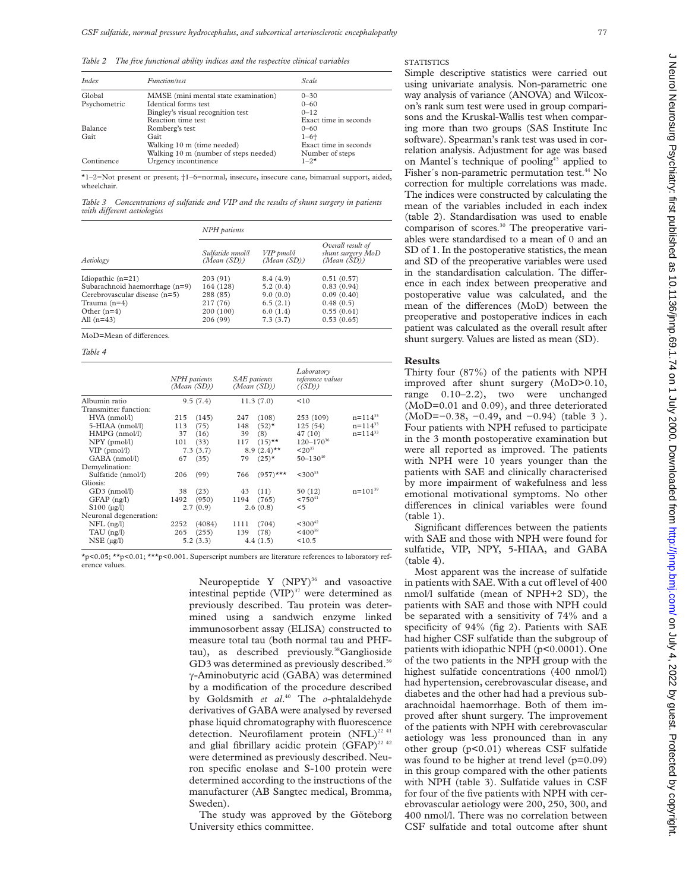*Table 2 The five functional ability indices and the respective clinical variables*

| Index | Function/test | Scale |
|---|---|---|
| Global | MMSE (mini mental state examination) | 0–30 |
| Psychometric | Identical forms test | 0–60 |
| | Bingley's visual recognition test | 0–12 |
| | Reaction time test | Exact time in seconds |
| Balance | Romberg's test | 0–60 |
| Gait | Gait | 1–6† |
| | Walking 10 m (time needed) | Exact time in seconds |
| | Walking 10 m (number of steps needed) | Number of steps |
| Continence | Urgency incontinence | 1–2* |

*1–2=Not present or present; †1–6=normal, insecure, insecure cane, bimanual support, aided, wheelchair.

*Table 3 Concentrations of sulfatide and VIP and the results of shunt surgery in patients with different aetiologies*

| | NPH patients | | |
|---|---|---|---|
| Aetiology | Sulfatide nmol/l (Mean (SD)) | VIP pmol/l (Mean (SD)) | Overall result of shunt surgery MoD (Mean (SD)) |
| Idiopathic (n=21) | 203 (91) | 8.4 (4.9) | 0.51 (0.57) |
| Subarachnoid haemorrhage (n=9) | 164 (128) | 5.2 (0.4) | 0.83 (0.94) |
| Cerebrovascular disease (n=5) | 288 (85) | 9.0 (0.0) | 0.09 (0.40) |
| Trauma (n=4) | 217 (76) | 6.5 (2.1) | 0.48 (0.5) |
| Other (n=4) | 200 (100) | 6.0 (1.4) | 0.55 (0.61) |
| All (n=43) | 206 (99) | 7.3 (3.7) | 0.53 (0.65) |

MoD=Mean of differences.

*Table 4*

| | NPH patients (Mean (SD)) | SAE patients (Mean (SD)) | Laboratory reference values ((SD)) | |
|---|---|---|---|---|
| Albumin ratio | 9.5 (7.4) | 11.3 (7.0) | <10 | |
| Transmitter function: | | | | |
| HVA (nmol/l) | 215 (145) | 247 (108) | 253 (109) | n=114[33] |
| 5-HIAA (nmol/l) | 113 (75) | 148 (52)* | 125 (54) | n=114[33] |
| HMPG (nmol/l) | 37 (16) | 39 (8) | 47 (10) | n=114[33] |
| NPY (pmol/l) | 101 (33) | 117 (15)** | 120–170[36] | |
| VIP (pmol/l) | 7.3 (3.7) | 8.9 (2.4)** | <20[37] | |
| GABA (nmol/l) | 67 (35) | 79 (25)* | 50–130[40] | |
| Demyelination: | | | | |
| Sulfatide (nmol/l) | 206 (99) | 766 (957)*** | <300[33] | |
| Gliosis: | | | | |
| GD3 (nmol/l) | 38 (23) | 43 (11) | 50 (12) | n=101[39] |
| GFAP (ng/l) | 1492 (950) | 1194 (765) | <750[41] | |
| S100 (µg/l) | 2.7 (0.9) | 2.6 (0.8) | <5 | |
| Neuronal degeneration: | | | | |
| NFL (ng/l) | 2252 (4084) | 1111 (704) | <300[42] | |
| TAU (ng/l) | 265 (255) | 139 (78) | <400[38] | |
| NSE (µg/l) | 5.2 (3.3) | 4.4 (1.5) | <10.5 | |

*p<0.05; **p<0.01; ***p<0.001. Superscript numbers are literature references to laboratory reference values.

Neuropeptide Y (NPY)[36] and vasoactive intestinal peptide (VIP)[37] were determined as previously described. Tau protein was determined using a sandwich enzyme linked immunosorbent assay (ELISA) constructed to measure total tau (both normal tau and PHF-tau), as described previously.[38] Ganglioside GD3 was determined as previously described.[39] γ-Aminobutyric acid (GABA) was determined by a modification of the procedure described by Goldsmith *et al*.[40] The *o*-phtalaldehyde derivatives of GABA were analysed by reversed phase liquid chromatography with fluorescence detection. Neurofilament protein (NFL)[22 41] and glial fibrillary acidic protein (GFAP)[22 42] were determined as previously described. Neuron specific enolase and S-100 protein were determined according to the instructions of the manufacturer (AB Sangtec medical, Bromma, Sweden).

The study was approved by the Göteborg University ethics committee.

STATISTICS

Simple descriptive statistics were carried out using univariate analysis. Non-parametric one way analysis of variance (ANOVA) and Wilcoxon's rank sum test were used in group comparisons and the Kruskal-Wallis test when comparing more than two groups (SAS Institute Inc software). Spearman's rank test was used in correlation analysis. Adjustment for age was based on Mantel´s technique of pooling[43] applied to Fisher´s non-parametric permutation test.[44] No correction for multiple correlations was made. The indices were constructed by calculating the mean of the variables included in each index (table 2). Standardisation was used to enable comparison of scores.[30] The preoperative variables were standardised to a mean of 0 and an SD of 1. In the postoperative statistics, the mean and SD of the preoperative variables were used in the standardisation calculation. The difference in each index between preoperative and postoperative value was calculated, and the mean of the differences (MoD) between the preoperative and postoperative indices in each patient was calculated as the overall result after shunt surgery. Values are listed as mean (SD).

## Results

Thirty four (87%) of the patients with NPH improved after shunt surgery (MoD>0.10, range 0.10–2.2), two were unchanged (MoD=0.01 and 0.09), and three deteriorated (MoD=−0.38, −0.49, and −0.94) (table 3 ). Four patients with NPH refused to participate in the 3 month postoperative examination but were all reported as improved. The patients with NPH were 10 years younger than the patients with SAE and clinically characterised by more impairment of wakefulness and less emotional motivational symptoms. No other differences in clinical variables were found (table 1).

Significant differences between the patients with SAE and those with NPH were found for sulfatide, VIP, NPY, 5-HIAA, and GABA (table 4).

Most apparent was the increase of sulfatide in patients with SAE. With a cut off level of 400 nmol/l sulfatide (mean of NPH+2 SD), the patients with SAE and those with NPH could be separated with a sensitivity of 74% and a specificity of 94% (fig 2). Patients with SAE had higher CSF sulfatide than the subgroup of patients with idiopathic NPH (p<0.0001). One of the two patients in the NPH group with the highest sulfatide concentrations (400 nmol/l) had hypertension, cerebrovascular disease, and diabetes and the other had had a previous subarachnoidal haemorrhage. Both of them improved after shunt surgery. The improvement of the patients with NPH with cerebrovascular aetiology was less pronounced than in any other group (p<0.01) whereas CSF sulfatide was found to be higher at trend level (p=0.09) in this group compared with the other patients with NPH (table 3). Sulfatide values in CSF for four of the five patients with NPH with cerebrovascular aetiology were 200, 250, 300, and 400 nmol/l. There was no correlation between CSF sulfatide and total outcome after shunt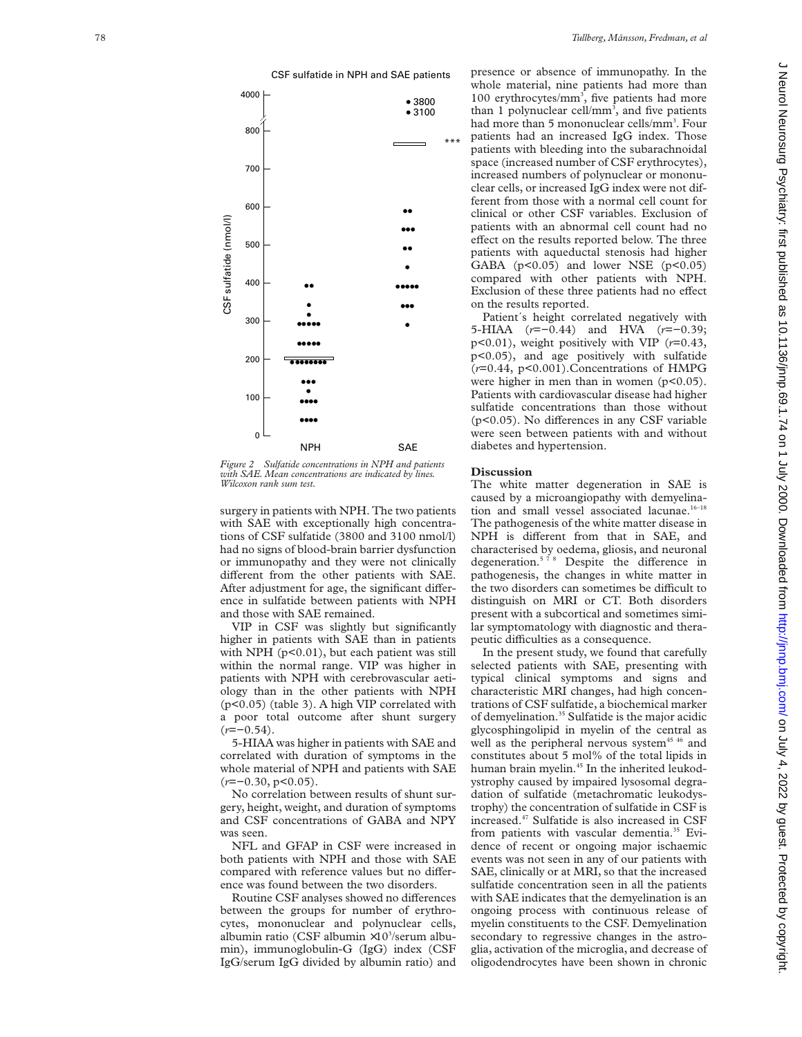Figure 2 Sulfatide concentrations in NPH and patients with SAE. Mean concentrations are indicated by lines. Wilcoxon rank sum test.

surgery in patients with NPH. The two patients with SAE with exceptionally high concentrations of CSF sulfatide (3800 and 3100 nmol/l) had no signs of blood-brain barrier dysfunction or immunopathy and they were not clinically different from the other patients with SAE. After adjustment for age, the significant difference in sulfatide between patients with NPH and those with SAE remained.

VIP in CSF was slightly but significantly higher in patients with SAE than in patients with NPH ($p<0.01$), but each patient was still within the normal range. VIP was higher in patients with NPH with cerebrovascular aetiology than in the other patients with NPH ($p<0.05$) (table 3). A high VIP correlated with a poor total outcome after shunt surgery ($r=-0.54$).

5-HIAA was higher in patients with SAE and correlated with duration of symptoms in the whole material of NPH and patients with SAE ($r=-0.30$, $p<0.05$).

No correlation between results of shunt surgery, height, weight, and duration of symptoms and CSF concentrations of GABA and NPY was seen.

NFL and GFAP in CSF were increased in both patients with NPH and those with SAE compared with reference values but no difference was found between the two disorders.

Routine CSF analyses showed no differences between the groups for number of erythrocytes, mononuclear and polynuclear cells, albumin ratio (CSF albumin $\times 10^3$/serum albumin), immunoglobulin-G (IgG) index (CSF IgG/serum IgG divided by albumin ratio) and presence or absence of immunopathy. In the whole material, nine patients had more than 100 erythrocytes/$mm^3$, five patients had more than 1 polynuclear cell/$mm^3$, and five patients had more than 5 mononuclear cells/$mm^3$. Four patients had an increased IgG index. Those patients with bleeding into the subarachnoidal space (increased number of CSF erythrocytes), increased numbers of polynuclear or mononuclear cells, or increased IgG index were not different from those with a normal cell count for clinical or other CSF variables. Exclusion of patients with an abnormal cell count had no effect on the results reported below. The three patients with aqueductal stenosis had higher GABA ($p<0.05$) and lower NSE ($p<0.05$) compared with other patients with NPH. Exclusion of these three patients had no effect on the results reported.

Patient´s height correlated negatively with 5-HIAA ($r=-0.44$) and HVA ($r=-0.39$; $p<0.01$), weight positively with VIP ($r=0.43$, $p<0.05$), and age positively with sulfatide ($r=0.44$, $p<0.001$). Concentrations of HMPG were higher in men than in women ($p<0.05$). Patients with cardiovascular disease had higher sulfatide concentrations than those without ($p<0.05$). No differences in any CSF variable were seen between patients with and without diabetes and hypertension.

## Discussion

The white matter degeneration in SAE is caused by a microangiopathy with demyelination and small vessel associated lacunae.[16–18] The pathogenesis of the white matter disease in NPH is different from that in SAE, and characterised by oedema, gliosis, and neuronal degeneration.[5 7 8] Despite the difference in pathogenesis, the changes in white matter in the two disorders can sometimes be difficult to distinguish on MRI or CT. Both disorders present with a subcortical and sometimes similar symptomatology with diagnostic and therapeutic difficulties as a consequence.

In the present study, we found that carefully selected patients with SAE, presenting with typical clinical symptoms and signs and characteristic MRI changes, had high concentrations of CSF sulfatide, a biochemical marker of demyelination.[35] Sulfatide is the major acidic glycosphingolipid in myelin of the central as well as the peripheral nervous system[45 46] and constitutes about 5 mol% of the total lipids in human brain myelin.[45] In the inherited leukodystrophy caused by impaired lysosomal degradation of sulfatide (metachromatic leukodystrophy) the concentration of sulfatide in CSF is increased.[47] Sulfatide is also increased in CSF from patients with vascular dementia.[35] Evidence of recent or ongoing major ischaemic events was not seen in any of our patients with SAE, clinically or at MRI, so that the increased sulfatide concentration seen in all the patients with SAE indicates that the demyelination is an ongoing process with continuous release of myelin constituents to the CSF. Demyelination secondary to regressive changes in the astroglia, activation of the microglia, and decrease of oligodendrocytes have been shown in chronic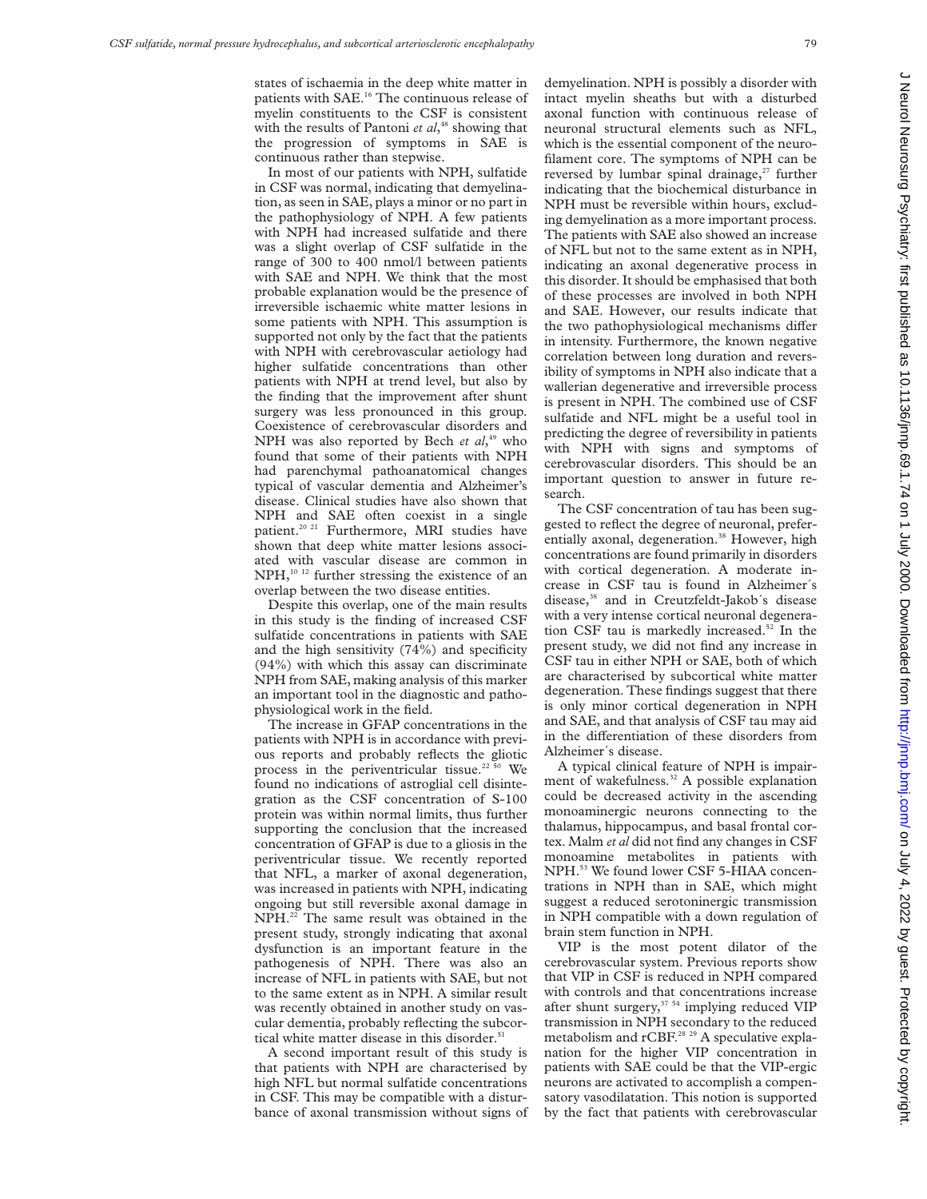states of ischaemia in the deep white matter in patients with SAE.[16] The continuous release of myelin constituents to the CSF is consistent with the results of Pantoni *et al*,[48] showing that the progression of symptoms in SAE is continuous rather than stepwise.

In most of our patients with NPH, sulfatide in CSF was normal, indicating that demyelination, as seen in SAE, plays a minor or no part in the pathophysiology of NPH. A few patients with NPH had increased sulfatide and there was a slight overlap of CSF sulfatide in the range of 300 to 400 nmol/l between patients with SAE and NPH. We think that the most probable explanation would be the presence of irreversible ischaemic white matter lesions in some patients with NPH. This assumption is supported not only by the fact that the patients with NPH with cerebrovascular aetiology had higher sulfatide concentrations than other patients with NPH at trend level, but also by the finding that the improvement after shunt surgery was less pronounced in this group. Coexistence of cerebrovascular disorders and NPH was also reported by Bech *et al*,[49] who found that some of their patients with NPH had parenchymal pathoanatomical changes typical of vascular dementia and Alzheimer's disease. Clinical studies have also shown that NPH and SAE often coexist in a single patient.[20 21] Furthermore, MRI studies have shown that deep white matter lesions associated with vascular disease are common in NPH,[10 12] further stressing the existence of an overlap between the two disease entities.

Despite this overlap, one of the main results in this study is the finding of increased CSF sulfatide concentrations in patients with SAE and the high sensitivity (74%) and specificity (94%) with which this assay can discriminate NPH from SAE, making analysis of this marker an important tool in the diagnostic and pathophysiological work in the field.

The increase in GFAP concentrations in the patients with NPH is in accordance with previous reports and probably reflects the gliotic process in the periventricular tissue.[22 50] We found no indications of astroglial cell disintegration as the CSF concentration of S-100 protein was within normal limits, thus further supporting the conclusion that the increased concentration of GFAP is due to a gliosis in the periventricular tissue. We recently reported that NFL, a marker of axonal degeneration, was increased in patients with NPH, indicating ongoing but still reversible axonal damage in NPH.[22] The same result was obtained in the present study, strongly indicating that axonal dysfunction is an important feature in the pathogenesis of NPH. There was also an increase of NFL in patients with SAE, but not to the same extent as in NPH. A similar result was recently obtained in another study on vascular dementia, probably reflecting the subcortical white matter disease in this disorder.[51]

A second important result of this study is that patients with NPH are characterised by high NFL but normal sulfatide concentrations in CSF. This may be compatible with a disturbance of axonal transmission without signs of demyelination. NPH is possibly a disorder with intact myelin sheaths but with a disturbed axonal function with continuous release of neuronal structural elements such as NFL, which is the essential component of the neurofilament core. The symptoms of NPH can be reversed by lumbar spinal drainage,[27] further indicating that the biochemical disturbance in NPH must be reversible within hours, excluding demyelination as a more important process. The patients with SAE also showed an increase of NFL but not to the same extent as in NPH, indicating an axonal degenerative process in this disorder. It should be emphasised that both of these processes are involved in both NPH and SAE. However, our results indicate that the two pathophysiological mechanisms differ in intensity. Furthermore, the known negative correlation between long duration and reversibility of symptoms in NPH also indicate that a wallerian degenerative and irreversible process is present in NPH. The combined use of CSF sulfatide and NFL might be a useful tool in predicting the degree of reversibility in patients with NPH with signs and symptoms of cerebrovascular disorders. This should be an important question to answer in future research.

The CSF concentration of tau has been suggested to reflect the degree of neuronal, preferentially axonal, degeneration.[38] However, high concentrations are found primarily in disorders with cortical degeneration. A moderate increase in CSF tau is found in Alzheimer´s disease,[38] and in Creutzfeldt-Jakob´s disease with a very intense cortical neuronal degeneration CSF tau is markedly increased.[52] In the present study, we did not find any increase in CSF tau in either NPH or SAE, both of which are characterised by subcortical white matter degeneration. These findings suggest that there is only minor cortical degeneration in NPH and SAE, and that analysis of CSF tau may aid in the differentiation of these disorders from Alzheimer´s disease.

A typical clinical feature of NPH is impairment of wakefulness.[32] A possible explanation could be decreased activity in the ascending monoaminergic neurons connecting to the thalamus, hippocampus, and basal frontal cortex. Malm *et al* did not find any changes in CSF monoamine metabolites in patients with NPH.[53] We found lower CSF 5-HIAA concentrations in NPH than in SAE, which might suggest a reduced serotoninergic transmission in NPH compatible with a down regulation of brain stem function in NPH.

VIP is the most potent dilator of the cerebrovascular system. Previous reports show that VIP in CSF is reduced in NPH compared with controls and that concentrations increase after shunt surgery,[37 54] implying reduced VIP transmission in NPH secondary to the reduced metabolism and rCBF.[28 29] A speculative explanation for the higher VIP concentration in patients with SAE could be that the VIP-ergic neurons are activated to accomplish a compensatory vasodilatation. This notion is supported by the fact that patients with cerebrovascular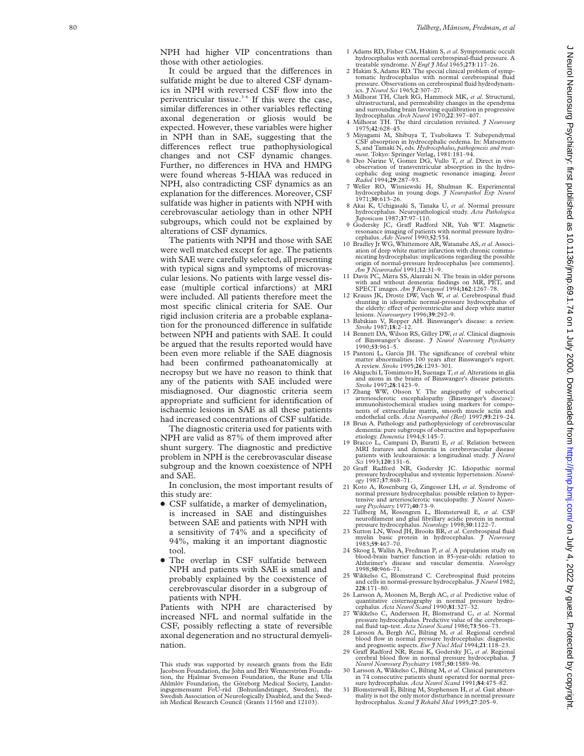NPH had higher VIP concentrations than those with other aetiologies.

It could be argued that the differences in sulfatide might be due to altered CSF dynamics in NPH with reversed CSF flow into the periventricular tissue.[3–6] If this were the case, similar differences in other variables reflecting axonal degeneration or gliosis would be expected. However, these variables were higher in NPH than in SAE, suggesting that the differences reflect true pathophysiological changes and not CSF dynamic changes. Further, no differences in HVA and HMPG were found whereas 5-HIAA was reduced in NPH, also contradicting CSF dynamics as an explanation for the differences. Moreover, CSF sulfatide was higher in patients with NPH with cerebrovascular aetiology than in other NPH subgroups, which could not be explained by alterations of CSF dynamics.

The patients with NPH and those with SAE were well matched except for age. The patients with SAE were carefully selected, all presenting with typical signs and symptoms of microvascular lesions. No patients with large vessel disease (multiple cortical infarctions) at MRI were included. All patients therefore meet the most specific clinical criteria for SAE. Our rigid inclusion criteria are a probable explanation for the pronounced difference in sulfatide between NPH and patients with SAE. It could be argued that the results reported would have been even more reliable if the SAE diagnosis had been confirmed pathoanatomically at necropsy but we have no reason to think that any of the patients with SAE included were misdiagnosed. Our diagnostic criteria seem appropriate and sufficient for identification of ischaemic lesions in SAE as all these patients had increased concentrations of CSF sulfatide.

The diagnostic criteria used for patients with NPH are valid as 87% of them improved after shunt surgery. The diagnostic and predictive problem in NPH is the cerebrovascular disease subgroup and the known coexistence of NPH and SAE.

In conclusion, the most important results of this study are:

- CSF sulfatide, a marker of demyelination, is increased in SAE and distinguishes between SAE and patients with NPH with a sensitivity of 74% and a specificity of 94%, making it an important diagnostic tool.
- The overlap in CSF sulfatide between NPH and patients with SAE is small and probably explained by the coexistence of cerebrovascular disorder in a subgroup of patients with NPH.

Patients with NPH are characterised by increased NFL and normal sulfatide in the CSF, possibly reflecting a state of reversible axonal degeneration and no structural demyelination.

This study was supported by research grants from the Edit Jacobson Foundation, the John and Brit Wennerström Foundation, the Hjalmar Svensson Foundation, the Rune and Ulla Ahlmlöv Foundation, the Göteborg Medical Society, Landstingsgemensamt FoU-råd (Bohuslandstinget, Sweden), the Swedish Association of Neurologically Disabled, and the Swedish Medical Research Council (Grants 11560 and 12103).

1. Adams RD, Fisher CM, Hakim S, *et al*. Symptomatic occult hydrocephalus with normal cerebrospinal-fluid pressure. A treatable syndrome. *N Engl J Med* 1965;**273**:117–26.
2. Hakim S, Adams RD. The special clinical problem of symptomatic hydrocephalus with normal cerebrospinal fluid pressure. Observations on cerebrospinal fluid hydrodynamics. *J Neurol Sci* 1965;**2**:307–27.
3. Milhorat TH, Clark RG, Hammock MK, *et al*. Structural, ultrastructural, and permeability changes in the ependyma and surrounding brain favoring equilibration in progressive hydrocephalus. *Arch Neurol* 1970;**22**:397–407.
4. Milhorat TH. The third circulation revisited. *J Neurosurg* 1975;**42**:628–45.
5. Miyagami M, Shibuya T, Tsubokawa T. Subependymal CSF absorption in hydrocephalic oedema. In: Matsumoto S, and Tamaki N, eds. *Hydrocephalus, pathogenesis and treatment*. Tokyo: Springer Verlag, 1981:181–94.
6. Deo Narine V, Gomez DG, Vullo T, *et al*. Direct in vivo observation of transventricular absorption in the hydrocephalic dog using magnetic resonance imaging. *Invest Radiol* 1994;**29**:287–93.
7. Weller RO, Wisniewski H, Shulman K. Experimental hydrocephalus in young dogs. *J Neuropathol Exp Neurol* 1971;**30**:613–26.
8. Akai K, Uchigasaki S, Tanaka U, *et al*. Normal pressure hydrocephalus. Neuropathological study. *Acta Pathologica Japonicum* 1987;**37**:97–110.
9. Godersky JC, Graff Radford NR, Yuh WT. Magnetic resonance imaging of patients with normal pressure hydrocephalus. *Adv Neurol* 1990;**52**:554.
10. Bradley Jr WG, Whittemore AR, Watanabe AS, *et al*. Association of deep white matter infarction with chronic communicating hydrocephalus: implications regarding the possible origin of normal-pressure hydrocephalus [see comments]. *Am J Neuroradiol* 1991;**12**:31–9.
11. Davis PC, Mirra SS, Alazraki N. The brain in older persons with and without dementia: findings on MR, PET, and SPECT images. *Am J Roentgenol* 1994;**162**:1267–78.
12. Krauss JK, Droste DW, Vach W, *et al*. Cerebrospinal fluid shunting in idiopathic normal-pressure hydrocephalus of the elderly: effect of periventricular and deep white matter lesions. *Neurosurgery* 1996;**39**:292–9.
13. Babikian V, Ropper AH. Binswanger's disease: a review. *Stroke* 1987;**18**:2–12.
14. Bennett DA, Wilson RS, Gilley DW, *et al*. Clinical diagnosis of Binswanger's disease. *J Neurol Neurosurg Psychiatry* 1990;**53**:961–5.
15. Pantoni L, Garcia JH. The significance of cerebral white matter abnormalities 100 years after Binswanger's report. A review. *Stroke* 1995;**26**:1293–301.
16. Akiguchi I, Tomimoto H, Suenaga T, *et al*. Alterations in glia and axons in the brains of Binswanger's disease patients. *Stroke* 1997;**28**:1423–9.
17. Zhang WW, Olsson Y. The angiopathy of subcortical arteriosclerotic encephalopathy (Binswanger's disease): immunohistochemical studies using markers for components of extracellular matrix, smooth muscle actin and endothelial cells. *Acta Neuropathol (Berl)* 1997;**93**:219–24.
18. Brun A. Pathology and pathophysiology of cerebrovascular dementia: pure subgroups of obstructive and hypoperfusive etiology. *Dementia* 1994;**5**:145–7.
19. Bracco L, Campani D, Baratti E, *et al*. Relation between MRI features and dementia in cerebrovascular disease patients with leukoaraiosis: a longitudinal study. *J Neurol Sci* 1993;**120**:131–6.
20. Graff Radford NR, Godersky JC. Idiopathic normal pressure hydrocephalus and systemic hypertension. *Neurology* 1987;**37**:868–71.
21. Koto A, Rosenburg G, Zingesser LH, *et al*. Syndrome of normal pressure hydrocephalus: possible relation to hypertensive and arteriosclerotic vasculopathy. *J Neurol Neurosurg Psychiatry* 1977;**40**:73–9.
22. Tullberg M, Rosengren L, Blomsterwall E, *et al*. CSF neurofilament and glial fibrillary acidic protein in normal pressure hydrocephalus. *Neurology* 1998;**50**:1122–7.
23. Sutton LN, Wood JH, Brooks BR, *et al*. Cerebrospinal fluid myelin basic protein in hydrocephalus. *J Neurosurg* 1983;**59**:467–70.
24. Skoog I, Wallin A, Fredman P, *et al*. A population study on blood-brain barrier function in 85-year-olds: relation to Alzheimer's disease and vascular dementia. *Neurology* 1998;**50**:966–71.
25. Wikkelso C, Blomstrand C. Cerebrospinal fluid proteins and cells in normal-pressure hydrocephalus. *J Neurol* 1982; **228**:171–80.
26. Larsson A, Moonen M, Bergh AC, *et al*. Predictive value of quantitative cisternography in normal pressure hydrocephalus. *Acta Neurol Scand* 1990;**81**:327–32.
27. Wikkelso C, Andersson H, Blomstrand C, *et al*. Normal pressure hydrocephalus. Predictive value of the cerebrospinal fluid tap-test. *Acta Neurol Scand* 1986;**73**:566–73.
28. Larsson A, Bergh AC, Bilting M, *et al*. Regional cerebral blood flow in normal pressure hydrocephalus: diagnostic and prognostic aspects. *Eur J Nucl Med* 1994;**21**:118–23.
29. Graff Radford NR, Rezai K, Godersky JC, *et al*. Regional cerebral blood flow in normal pressure hydrocephalus. *J Neurol Neurosurg Psychiatry* 1987;**50**:1589–96.
30. Larsson A, Wikkelso C, Bilting M, *et al*. Clinical parameters in 74 consecutive patients shunt operated for normal pressure hydrocephalus. *Acta Neurol Scand* 1991;**84**:475–82.
31. Blomsterwall E, Bilting M, Stephensen H, *et al*. Gait abnormality is not the only motor disturbance in normal pressure hydrocephalus. *Scand J Rehabil Med* 1995;**27**:205–9.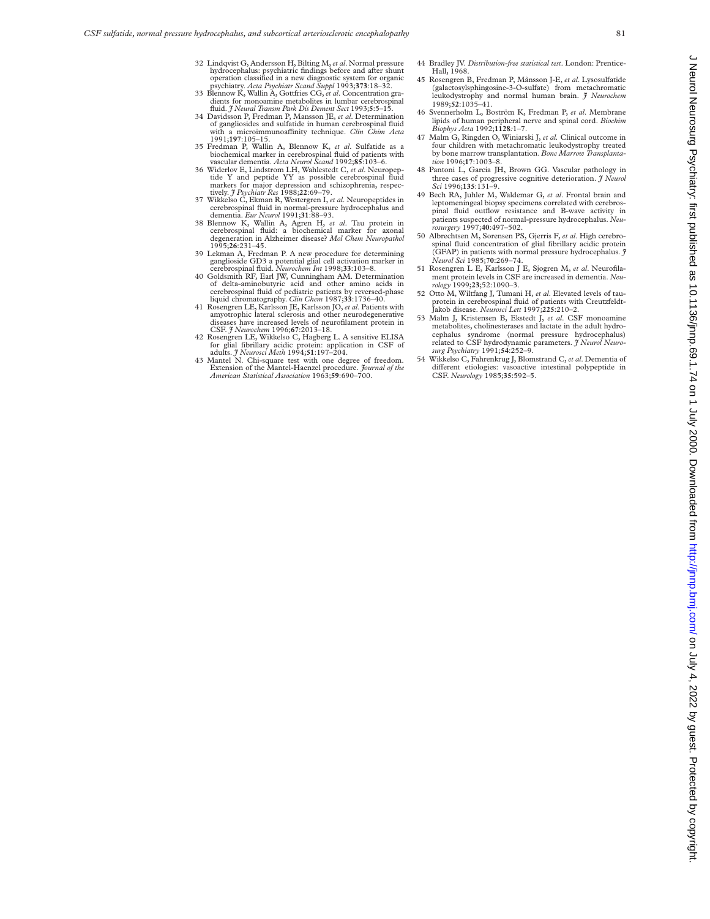32 Lindqvist G, Andersson H, Bilting M, *et al*. Normal pressure hydrocephalus: psychiatric findings before and after shunt operation classified in a new diagnostic system for organic psychiatry. *Acta Psychiatr Scand Suppl* 1993;**373**:18–32.

33 Blennow K, Wallin A, Gottfries CG, *et al*. Concentration gradients for monoamine metabolites in lumbar cerebrospinal fluid. *J Neural Transm Park Dis Dement Sect* 1993;**5**:5–15.

34 Davidsson P, Fredman P, Mansson JE, *et al*. Determination of gangliosides and sulfatide in human cerebrospinal fluid with a microimmunoaffinity technique. *Clin Chim Acta* 1991;**197**:105–15.

35 Fredman P, Wallin A, Blennow K, *et al*. Sulfatide as a biochemical marker in cerebrospinal fluid of patients with vascular dementia. *Acta Neurol Scand* 1992;**85**:103–6.

36 Widerlov E, Lindstrom LH, Wahlestedt C, *et al*. Neuropeptide Y and peptide YY as possible cerebrospinal fluid markers for major depression and schizophrenia, respectively. *J Psychiatr Res* 1988;**22**:69–79.

37 Wikkelso C, Ekman R, Westergren I, *et al*. Neuropeptides in cerebrospinal fluid in normal-pressure hydrocephalus and dementia. *Eur Neurol* 1991;**31**:88–93.

38 Blennow K, Wallin A, Agren H, *et al*. Tau protein in cerebrospinal fluid: a biochemical marker for axonal degeneration in Alzheimer disease? *Mol Chem Neuropathol* 1995;**26**:231–45.

39 Lekman A, Fredman P. A new procedure for determining ganglioside GD3 a potential glial cell activation marker in cerebrospinal fluid. *Neurochem Int* 1998;**33**:103–8.

40 Goldsmith RF, Earl JW, Cunningham AM. Determination of delta-aminobutyric acid and other amino acids in cerebrospinal fluid of pediatric patients by reversed-phase liquid chromatography. *Clin Chem* 1987;**33**:1736–40.

41 Rosengren LE, Karlsson JE, Karlsson JO, *et al*. Patients with amyotrophic lateral sclerosis and other neurodegenerative diseases have increased levels of neurofilament protein in CSF. *J Neurochem* 1996;**67**:2013–18.

42 Rosengren LE, Wikkelso C, Hagberg L. A sensitive ELISA for glial fibrillary acidic protein: application in CSF of adults. *J Neurosci Meth* 1994;**51**:197–204.

43 Mantel N. Chi-square test with one degree of freedom. Extension of the Mantel-Haenzel procedure. *Journal of the American Statistical Association* 1963;**59**:690–700.

44 Bradley JV. *Distribution-free statistical test*. London: Prentice-Hall, 1968.

45 Rosengren B, Fredman P, Månsson J-E, *et al*. Lysosulfatide (galactosylsphingosine-3-O-sulfate) from metachromatic leukodystrophy and normal human brain. *J Neurochem* 1989;**52**:1035–41.

46 Svennerholm L, Boström K, Fredman P, *et al*. Membrane lipids of human peripheral nerve and spinal cord. *Biochim Biophys Acta* 1992;**1128**:1–7.

47 Malm G, Ringden O, Winiarski J, *et al*. Clinical outcome in four children with metachromatic leukodystrophy treated by bone marrow transplantation. *Bone Marrow Transplantation* 1996;**17**:1003–8.

48 Pantoni L, Garcia JH, Brown GG. Vascular pathology in three cases of progressive cognitive deterioration. *J Neurol Sci* 1996;**135**:131–9.

49 Bech RA, Juhler M, Waldemar G, *et al*. Frontal brain and leptomeningeal biopsy specimens correlated with cerebrospinal fluid outflow resistance and B-wave activity in patients suspected of normal-pressure hydrocephalus. *Neurosurgery* 1997;**40**:497–502.

50 Albrechtsen M, Sorensen PS, Gjerris F, *et al*. High cerebrospinal fluid concentration of glial fibrillary acidic protein (GFAP) in patients with normal pressure hydrocephalus. *J Neurol Sci* 1985;**70**:269–74.

51 Rosengren L E, Karlsson J E, Sjogren M, *et al*. Neurofilament protein levels in CSF are increased in dementia. *Neurology* 1999;**23**;52:1090–3.

52 Otto M, Wiltfang J, Tumani H, *et al*. Elevated levels of tau-protein in cerebrospinal fluid of patients with Creutzfeldt-Jakob disease. *Neurosci Lett* 1997;**225**:210–2.

53 Malm J, Kristensen B, Ekstedt J, *et al*. CSF monoamine metabolites, cholinesterases and lactate in the adult hydrocephalus syndrome (normal pressure hydrocephalus) related to CSF hydrodynamic parameters. *J Neurol Neurosurg Psychiatry* 1991;**54**:252–9.

54 Wikkelso C, Fahrenkrug J, Blomstrand C, *et al*. Dementia of different etiologies: vasoactive intestinal polypeptide in CSF. *Neurology* 1985;**35**:592–5.